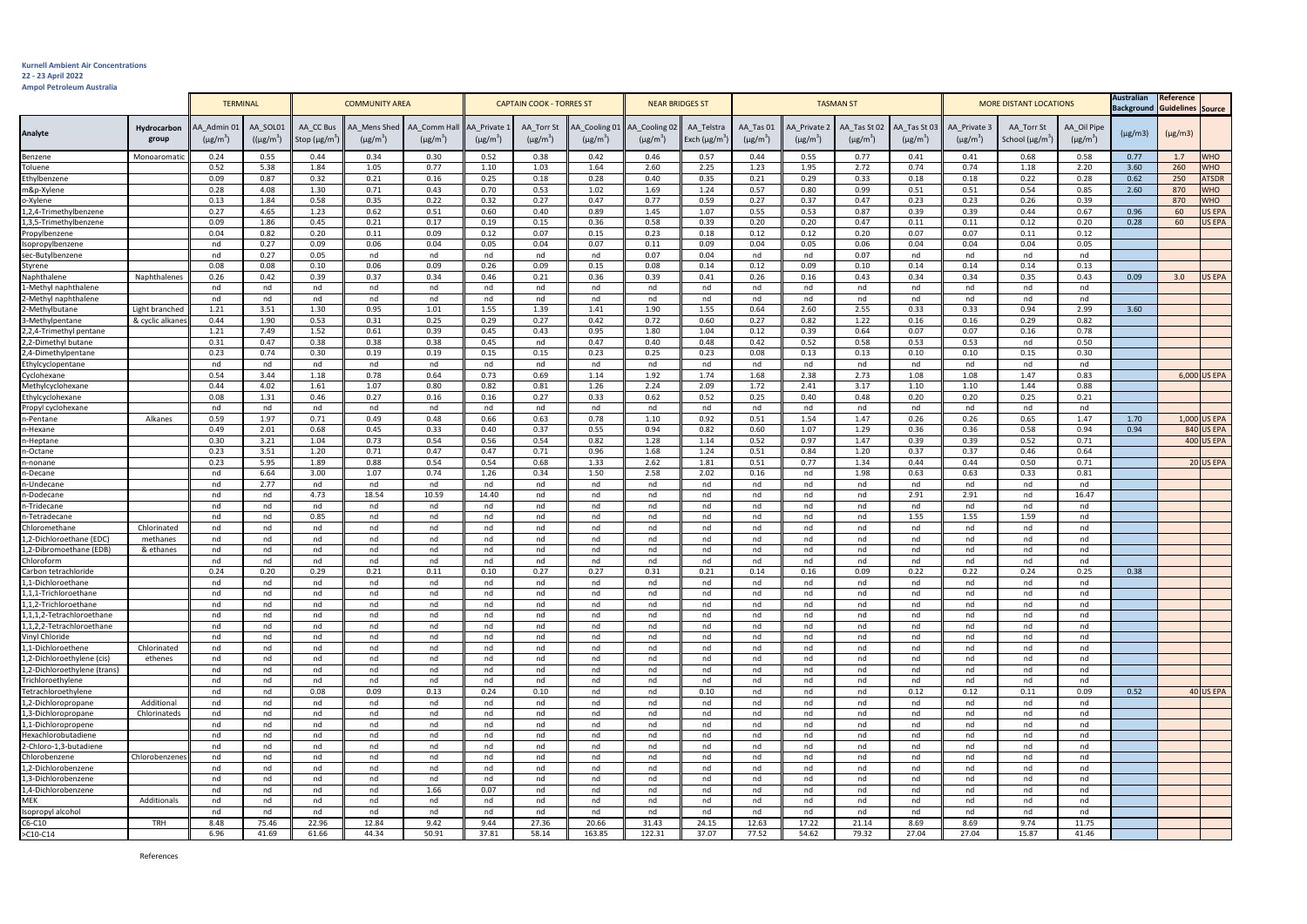**Kurnell Ambient Air Concentrations**

**22 - 23 April 2022**

**Ampol Petroleum Australia**

| | | TERMINAL | | COMMUNITY AREA | | | CAPTAIN COOK - TORRES ST | | NEAR BRIDGES ST | | | TASMAN ST | | | | MORE DISTANT LOCATIONS | | | Australian Background | Reference Guidelines | Source |
|---|---|---|---|---|---|---|---|---|---|---|---|---|---|---|---|---|---|---|---|---|---|
| **Analyte** | **Hydrocarbon group** | AA_Admin 01 (μg/m$^3$) | AA_SOL01 (μg/m$^3$) | AA_CC Bus Stop (μg/m$^3$) | AA_Mens Shed (μg/m$^3$) | AA_Comm Hall (μg/m$^3$) | AA_Private 1 (μg/m$^3$) | AA_Torr St (μg/m$^3$) | AA_Cooling 01 (μg/m$^3$) | AA_Cooling 02 (μg/m$^3$) | AA_Telstra Exch (μg/m$^3$) | AA_Tas 01 (μg/m$^3$) | AA_Private 2 (μg/m$^3$) | AA_Tas St 02 (μg/m$^3$) | AA_Tas St 03 (μg/m$^3$) | AA_Private 3 (μg/m$^3$) | AA_Torr St School (μg/m$^3$) | AA_Oil Pipe (μg/m$^3$) | (μg/m3) | (μg/m3) | |
| Benzene | Monoaromatic | 0.24 | 0.55 | 0.44 | 0.34 | 0.30 | 0.52 | 0.38 | 0.42 | 0.46 | 0.57 | 0.44 | 0.55 | 0.77 | 0.41 | 0.41 | 0.68 | 0.58 | 0.77 | 1.7 | WHO |
| Toluene | | 0.52 | 5.38 | 1.84 | 1.05 | 0.77 | 1.10 | 1.03 | 1.64 | 2.60 | 2.25 | 1.23 | 1.95 | 2.72 | 0.74 | 0.74 | 1.18 | 2.20 | 3.60 | 260 | WHO |
| Ethylbenzene | | 0.09 | 0.87 | 0.32 | 0.21 | 0.16 | 0.25 | 0.18 | 0.28 | 0.40 | 0.35 | 0.21 | 0.29 | 0.33 | 0.18 | 0.18 | 0.22 | 0.28 | 0.62 | 250 | ATSDR |
| m&p-Xylene | | 0.28 | 4.08 | 1.30 | 0.71 | 0.43 | 0.70 | 0.53 | 1.02 | 1.69 | 1.24 | 0.57 | 0.80 | 0.99 | 0.51 | 0.51 | 0.54 | 0.85 | 2.60 | 870 | WHO |
| o-Xylene | | 0.13 | 1.84 | 0.58 | 0.35 | 0.22 | 0.32 | 0.27 | 0.47 | 0.77 | 0.59 | 0.27 | 0.37 | 0.47 | 0.23 | 0.23 | 0.26 | 0.39 | | 870 | WHO |
| 1,2,4-Trimethylbenzene | | 0.27 | 4.65 | 1.23 | 0.62 | 0.51 | 0.60 | 0.40 | 0.89 | 1.45 | 1.07 | 0.55 | 0.53 | 0.87 | 0.39 | 0.39 | 0.44 | 0.67 | 0.96 | 60 | US EPA |
| 1,3,5-Trimethylbenzene | | 0.09 | 1.86 | 0.45 | 0.21 | 0.17 | 0.19 | 0.15 | 0.36 | 0.58 | 0.39 | 0.20 | 0.20 | 0.47 | 0.11 | 0.11 | 0.12 | 0.20 | 0.28 | 60 | US EPA |
| Propylbenzene | | 0.04 | 0.82 | 0.20 | 0.11 | 0.09 | 0.12 | 0.07 | 0.15 | 0.23 | 0.18 | 0.12 | 0.12 | 0.20 | 0.07 | 0.07 | 0.11 | 0.12 | | | |
| Isopropylbenzene | | nd | 0.27 | 0.09 | 0.06 | 0.04 | 0.05 | 0.04 | 0.07 | 0.11 | 0.09 | 0.04 | 0.05 | 0.06 | 0.04 | 0.04 | 0.04 | 0.05 | | | |
| sec-Butylbenzene | | nd | 0.27 | 0.05 | nd | nd | nd | nd | nd | 0.07 | 0.04 | nd | nd | 0.07 | nd | nd | nd | nd | | | |
| Styrene | | 0.08 | 0.08 | 0.10 | 0.06 | 0.09 | 0.26 | 0.09 | 0.15 | 0.08 | 0.14 | 0.12 | 0.09 | 0.10 | 0.14 | 0.14 | 0.14 | 0.13 | | | |
| Naphthalene | Naphthalenes | 0.26 | 0.42 | 0.39 | 0.37 | 0.34 | 0.46 | 0.21 | 0.36 | 0.39 | 0.41 | 0.26 | 0.16 | 0.43 | 0.34 | 0.34 | 0.35 | 0.43 | 0.09 | 3.0 | US EPA |
| 1-Methyl naphthalene | | nd | nd | nd | nd | nd | nd | nd | nd | nd | nd | nd | nd | nd | nd | nd | nd | nd | | | |
| 2-Methyl naphthalene | | nd | nd | nd | nd | nd | nd | nd | nd | nd | nd | nd | nd | nd | nd | nd | nd | nd | | | |
| 2-Methylbutane | Light branched & cyclic alkanes | 1.21 | 3.51 | 1.30 | 0.95 | 1.01 | 1.55 | 1.39 | 1.41 | 1.90 | 1.55 | 0.64 | 2.60 | 2.55 | 0.33 | 0.33 | 0.94 | 2.99 | 3.60 | | |
| 3-Methylpentane | | 0.44 | 1.90 | 0.53 | 0.31 | 0.25 | 0.29 | 0.27 | 0.42 | 0.72 | 0.60 | 0.27 | 0.82 | 1.22 | 0.16 | 0.16 | 0.29 | 0.82 | | | |
| 2,2,4-Trimethyl pentane | | 1.21 | 7.49 | 1.52 | 0.61 | 0.39 | 0.45 | 0.43 | 0.95 | 1.80 | 1.04 | 0.12 | 0.39 | 0.64 | 0.07 | 0.07 | 0.16 | 0.78 | | | |
| 2,2-Dimethyl butane | | 0.31 | 0.47 | 0.38 | 0.38 | 0.38 | 0.45 | nd | 0.47 | 0.40 | 0.48 | 0.42 | 0.52 | 0.58 | 0.53 | 0.53 | nd | 0.50 | | | |
| 2,4-Dimethylpentane | | 0.23 | 0.74 | 0.30 | 0.19 | 0.19 | 0.15 | 0.15 | 0.23 | 0.25 | 0.23 | 0.08 | 0.13 | 0.13 | 0.10 | 0.10 | 0.15 | 0.30 | | | |
| Ethylcyclopentane | | nd | nd | nd | nd | nd | nd | nd | nd | nd | nd | nd | nd | nd | nd | nd | nd | nd | | | |
| Cyclohexane | | 0.54 | 3.44 | 1.18 | 0.78 | 0.64 | 0.73 | 0.69 | 1.14 | 1.92 | 1.74 | 1.68 | 2.38 | 2.73 | 1.08 | 1.08 | 1.47 | 0.83 | | 6,000 | US EPA |
| Methylcyclohexane | | 0.44 | 4.02 | 1.61 | 1.07 | 0.80 | 0.82 | 0.81 | 1.26 | 2.24 | 2.09 | 1.72 | 2.41 | 3.17 | 1.10 | 1.10 | 1.44 | 0.88 | | | |
| Ethylcyclohexane | | 0.08 | 1.31 | 0.46 | 0.27 | 0.16 | 0.16 | 0.27 | 0.33 | 0.62 | 0.52 | 0.25 | 0.40 | 0.48 | 0.20 | 0.20 | 0.25 | 0.21 | | | |
| Propyl cyclohexane | | nd | nd | nd | nd | nd | nd | nd | nd | nd | nd | nd | nd | nd | nd | nd | nd | nd | | | |
| n-Pentane | Alkanes | 0.59 | 1.97 | 0.71 | 0.49 | 0.48 | 0.66 | 0.63 | 0.78 | 1.10 | 0.92 | 0.51 | 1.54 | 1.47 | 0.26 | 0.26 | 0.65 | 1.47 | 1.70 | 1,000 | US EPA |
| n-Hexane | | 0.49 | 2.01 | 0.68 | 0.45 | 0.33 | 0.40 | 0.37 | 0.55 | 0.94 | 0.82 | 0.60 | 1.07 | 1.29 | 0.36 | 0.36 | 0.58 | 0.94 | 0.94 | 840 | US EPA |
| n-Heptane | | 0.30 | 3.21 | 1.04 | 0.73 | 0.54 | 0.56 | 0.54 | 0.82 | 1.28 | 1.14 | 0.52 | 0.97 | 1.47 | 0.39 | 0.39 | 0.52 | 0.71 | | 400 | US EPA |
| n-Octane | | 0.23 | 3.51 | 1.20 | 0.71 | 0.47 | 0.47 | 0.71 | 0.96 | 1.68 | 1.24 | 0.51 | 0.84 | 1.20 | 0.37 | 0.37 | 0.46 | 0.64 | | | |
| n-nonane | | 0.23 | 5.95 | 1.89 | 0.88 | 0.54 | 0.54 | 0.68 | 1.33 | 2.62 | 1.81 | 0.51 | 0.77 | 1.34 | 0.44 | 0.44 | 0.50 | 0.71 | | 20 | US EPA |
| n-Decane | | nd | 6.64 | 3.00 | 1.07 | 0.74 | 1.26 | 0.34 | 1.50 | 2.58 | 2.02 | 0.16 | nd | 1.98 | 0.63 | 0.63 | 0.33 | 0.81 | | | |
| n-Undecane | | nd | 2.77 | nd | nd | nd | nd | nd | nd | nd | nd | nd | nd | nd | nd | nd | nd | nd | | | |
| n-Dodecane | | nd | nd | 4.73 | 18.54 | 10.59 | 14.40 | nd | nd | nd | nd | nd | nd | nd | 2.91 | 2.91 | nd | 16.47 | | | |
| n-Tridecane | | nd | nd | nd | nd | nd | nd | nd | nd | nd | nd | nd | nd | nd | nd | nd | nd | nd | | | |
| n-Tetradecane | | nd | nd | 0.85 | nd | nd | nd | nd | nd | nd | nd | nd | nd | nd | 1.55 | 1.55 | 1.59 | nd | | | |
| Chloromethane | Chlorinated methanes & ethanes | nd | nd | nd | nd | nd | nd | nd | nd | nd | nd | nd | nd | nd | nd | nd | nd | nd | | | |
| 1,2-Dichloroethane (EDC) | | nd | nd | nd | nd | nd | nd | nd | nd | nd | nd | nd | nd | nd | nd | nd | nd | nd | | | |
| 1,2-Dibromoethane (EDB) | | nd | nd | nd | nd | nd | nd | nd | nd | nd | nd | nd | nd | nd | nd | nd | nd | nd | | | |
| Chloroform | | nd | nd | nd | nd | nd | nd | nd | nd | nd | nd | nd | nd | nd | nd | nd | nd | nd | | | |
| Carbon tetrachloride | | 0.24 | 0.20 | 0.29 | 0.21 | 0.11 | 0.10 | 0.27 | 0.27 | 0.31 | 0.21 | 0.14 | 0.16 | 0.09 | 0.22 | 0.22 | 0.24 | 0.25 | 0.38 | | |
| 1,1-Dichloroethane | | nd | nd | nd | nd | nd | nd | nd | nd | nd | nd | nd | nd | nd | nd | nd | nd | nd | | | |
| 1,1,1-Trichloroethane | | nd | nd | nd | nd | nd | nd | nd | nd | nd | nd | nd | nd | nd | nd | nd | nd | nd | | | |
| 1,1,2-Trichloroethane | | nd | nd | nd | nd | nd | nd | nd | nd | nd | nd | nd | nd | nd | nd | nd | nd | nd | | | |
| 1,1,1,2-Tetrachloroethane | | nd | nd | nd | nd | nd | nd | nd | nd | nd | nd | nd | nd | nd | nd | nd | nd | nd | | | |
| 1,1,2,2-Tetrachloroethane | | nd | nd | nd | nd | nd | nd | nd | nd | nd | nd | nd | nd | nd | nd | nd | nd | nd | | | |
| Vinyl Chloride | | nd | nd | nd | nd | nd | nd | nd | nd | nd | nd | nd | nd | nd | nd | nd | nd | nd | | | |
| 1,1-Dichloroethene | Chlorinated ethenes | nd | nd | nd | nd | nd | nd | nd | nd | nd | nd | nd | nd | nd | nd | nd | nd | nd | | | |
| 1,2-Dichloroethylene (cis) | | nd | nd | nd | nd | nd | nd | nd | nd | nd | nd | nd | nd | nd | nd | nd | nd | nd | | | |
| 1,2-Dichloroethylene (trans) | | nd | nd | nd | nd | nd | nd | nd | nd | nd | nd | nd | nd | nd | nd | nd | nd | nd | | | |
| Trichloroethylene | | nd | nd | nd | nd | nd | nd | nd | nd | nd | nd | nd | nd | nd | nd | nd | nd | nd | | | |
| Tetrachloroethylene | | nd | nd | 0.08 | 0.09 | 0.13 | 0.24 | 0.10 | nd | nd | 0.10 | nd | nd | nd | 0.12 | 0.12 | 0.11 | 0.09 | 0.52 | 40 | US EPA |
| 1,2-Dichloropropane | Additional Chlorinateds | nd | nd | nd | nd | nd | nd | nd | nd | nd | nd | nd | nd | nd | nd | nd | nd | nd | | | |
| 1,3-Dichloropropane | | nd | nd | nd | nd | nd | nd | nd | nd | nd | nd | nd | nd | nd | nd | nd | nd | nd | | | |
| 1,1-Dichloropropene | | nd | nd | nd | nd | nd | nd | nd | nd | nd | nd | nd | nd | nd | nd | nd | nd | nd | | | |
| Hexachlorobutadiene | | nd | nd | nd | nd | nd | nd | nd | nd | nd | nd | nd | nd | nd | nd | nd | nd | nd | | | |
| 2-Chloro-1,3-butadiene | | nd | nd | nd | nd | nd | nd | nd | nd | nd | nd | nd | nd | nd | nd | nd | nd | nd | | | |
| Chlorobenzene | Chlorobenzenes | nd | nd | nd | nd | nd | nd | nd | nd | nd | nd | nd | nd | nd | nd | nd | nd | nd | | | |
| 1,2-Dichlorobenzene | | nd | nd | nd | nd | nd | nd | nd | nd | nd | nd | nd | nd | nd | nd | nd | nd | nd | | | |
| 1,3-Dichlorobenzene | | nd | nd | nd | nd | nd | nd | nd | nd | nd | nd | nd | nd | nd | nd | nd | nd | nd | | | |
| 1,4-Dichlorobenzene | | nd | nd | nd | nd | 1.66 | 0.07 | nd | nd | nd | nd | nd | nd | nd | nd | nd | nd | nd | | | |
| MEK | Additionals | nd | nd | nd | nd | nd | nd | nd | nd | nd | nd | nd | nd | nd | nd | nd | nd | nd | | | |
| Isopropyl alcohol | | nd | nd | nd | nd | nd | nd | nd | nd | nd | nd | nd | nd | nd | nd | nd | nd | nd | | | |
| C6-C10 | TRH | 8.48 | 75.46 | 22.96 | 12.84 | 9.42 | 9.44 | 27.36 | 20.66 | 31.43 | 24.15 | 12.63 | 17.22 | 21.14 | 8.69 | 8.69 | 9.74 | 11.75 | | | |
| >C10-C14 | | 6.96 | 41.69 | 61.66 | 44.34 | 50.91 | 37.81 | 58.14 | 163.85 | 122.31 | 37.07 | 77.52 | 54.62 | 79.32 | 27.04 | 27.04 | 15.87 | 41.46 | | | |

References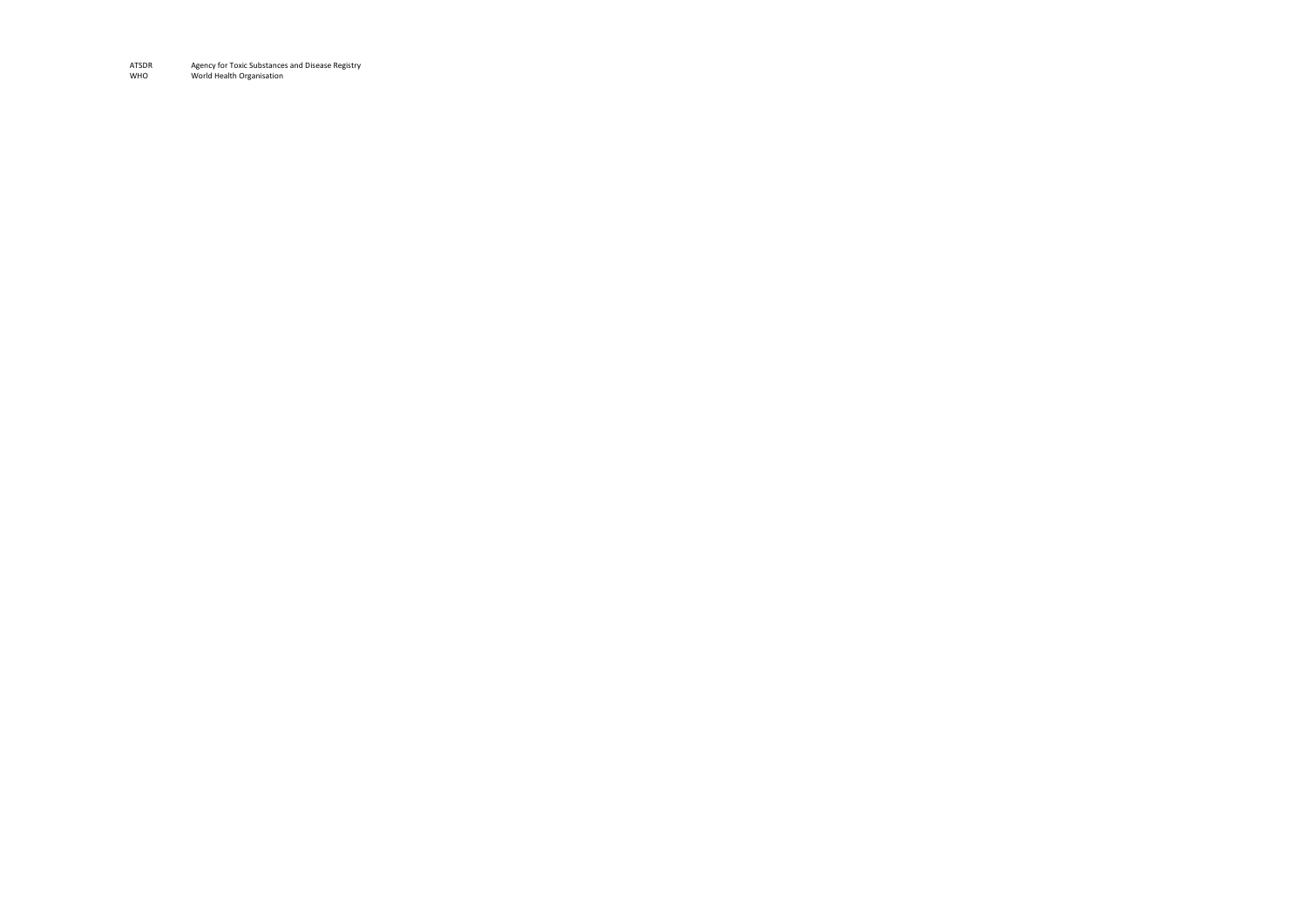| | |
|---|---|
| ATSDR | Agency for Toxic Substances and Disease Registry |
| WHO | World Health Organisation |